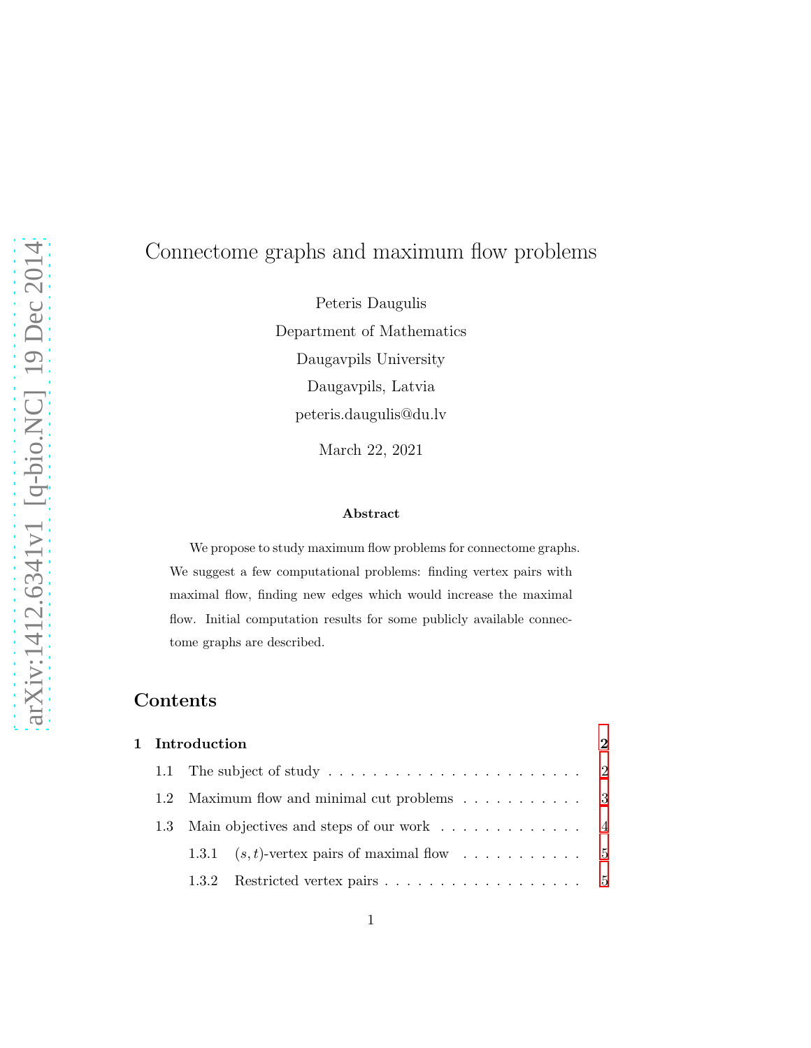# Connectome graphs and maximum flow problems

Peteris Daugulis
Department of Mathematics
Daugavpils University
Daugavpils, Latvia
peteris.daugulis@du.lv

March 22, 2021

**Abstract**

We propose to study maximum flow problems for connectome graphs. We suggest a few computational problems: finding vertex pairs with maximal flow, finding new edges which would increase the maximal flow. Initial computation results for some publicly available connectome graphs are described.

## Contents

**1 Introduction** **2**

- 1.1 The subject of study . . . . . . . . . . . . . . . . . . . . . . . . 2
- 1.2 Maximum flow and minimal cut problems . . . . . . . . . . . . 3
- 1.3 Main objectives and steps of our work . . . . . . . . . . . . . 4
  - 1.3.1 $(s,t)$-vertex pairs of maximal flow . . . . . . . . . . . 5
  - 1.3.2 Restricted vertex pairs . . . . . . . . . . . . . . . . . . . 5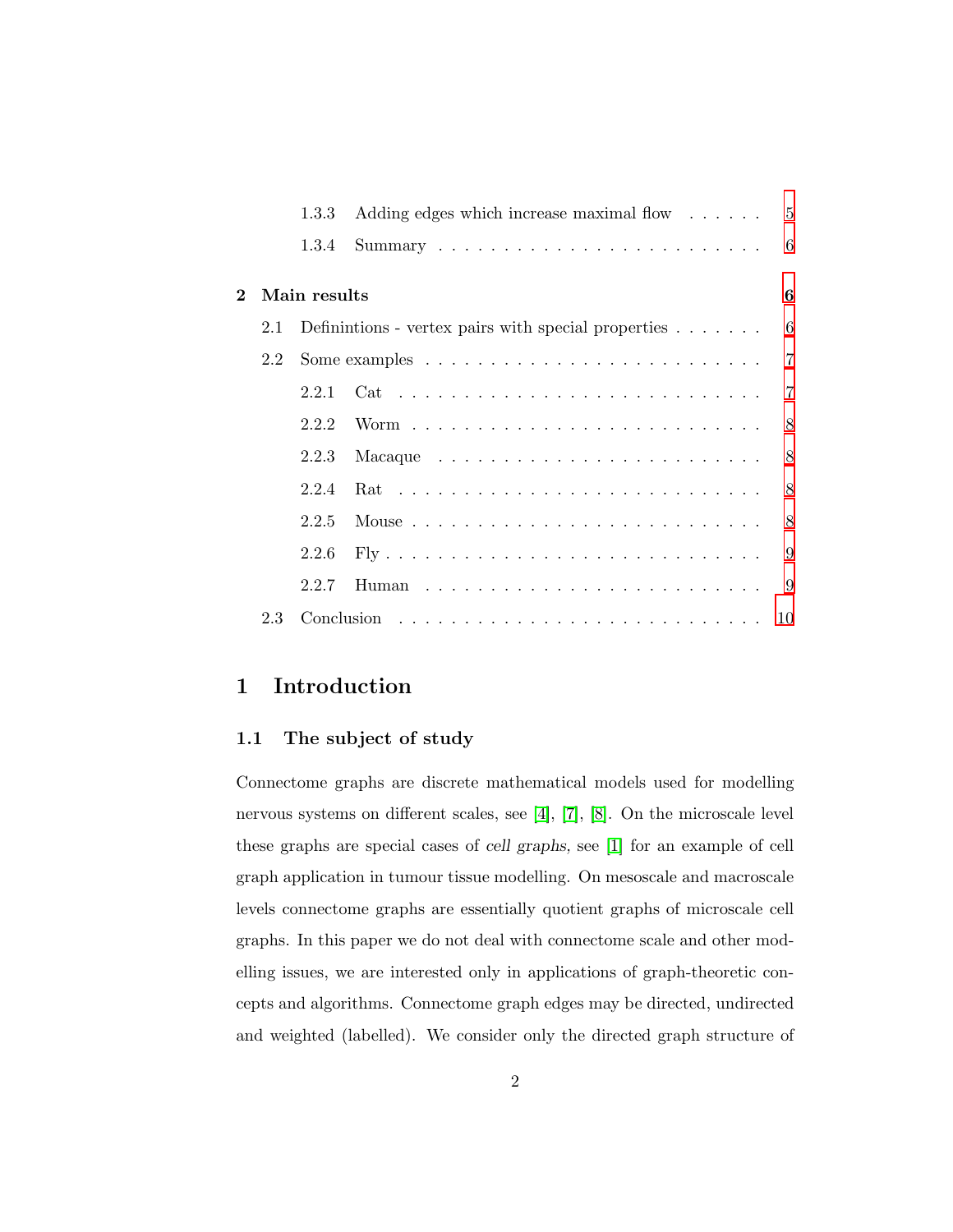1.3.3 Adding edges which increase maximal flow . . . . . . 5

1.3.4 Summary . . . . . . . . . . . . . . . . . . . . . . . . 6

**2 Main results** **6**

2.1 Definintions - vertex pairs with special properties . . . . . . . 6

2.2 Some examples . . . . . . . . . . . . . . . . . . . . . . . . . 7

2.2.1 Cat . . . . . . . . . . . . . . . . . . . . . . . . . . . 7

2.2.2 Worm . . . . . . . . . . . . . . . . . . . . . . . . . . 8

2.2.3 Macaque . . . . . . . . . . . . . . . . . . . . . . . . 8

2.2.4 Rat . . . . . . . . . . . . . . . . . . . . . . . . . . . 8

2.2.5 Mouse . . . . . . . . . . . . . . . . . . . . . . . . . . 8

2.2.6 Fly . . . . . . . . . . . . . . . . . . . . . . . . . . . 9

2.2.7 Human . . . . . . . . . . . . . . . . . . . . . . . . . 9

2.3 Conclusion . . . . . . . . . . . . . . . . . . . . . . . . . . . 10

# 1 Introduction

## 1.1 The subject of study

Connectome graphs are discrete mathematical models used for modelling nervous systems on different scales, see [4], [7], [8]. On the microscale level these graphs are special cases of *cell graphs*, see [1] for an example of cell graph application in tumour tissue modelling. On mesoscale and macroscale levels connectome graphs are essentially quotient graphs of microscale cell graphs. In this paper we do not deal with connectome scale and other modelling issues, we are interested only in applications of graph-theoretic concepts and algorithms. Connectome graph edges may be directed, undirected and weighted (labelled). We consider only the directed graph structure of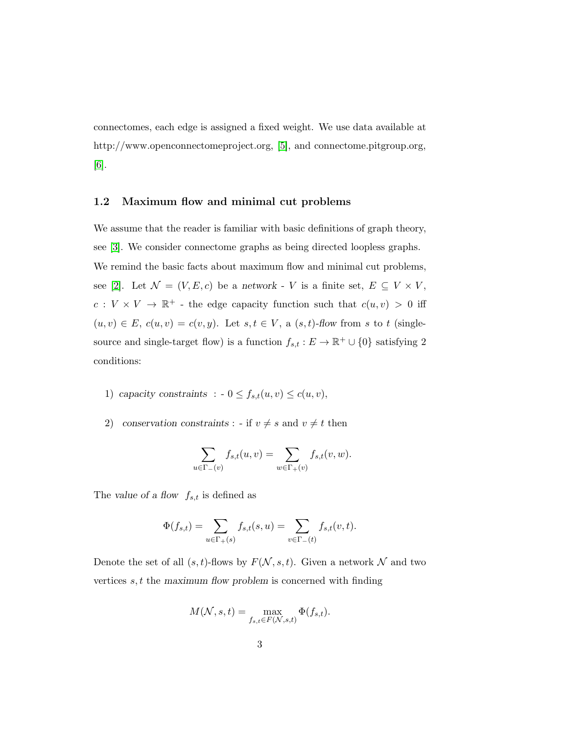connectomes, each edge is assigned a fixed weight. We use data available at http://www.openconnectomeproject.org, [5], and connectome.pitgroup.org, [6].

### 1.2 Maximum flow and minimal cut problems

We assume that the reader is familiar with basic definitions of graph theory, see [3]. We consider connectome graphs as being directed loopless graphs. We remind the basic facts about maximum flow and minimal cut problems, see [2]. Let $\mathcal{N} = (V, E, c)$ be a *network* - $V$ is a finite set, $E \subseteq V \times V$, $c : V \times V \to \mathbb{R}^+$ - the edge capacity function such that $c(u, v) > 0$ iff $(u, v) \in E$, $c(u, v) = c(v, y)$. Let $s, t \in V$, a $(s,t)$*-flow* from $s$ to $t$ (single-source and single-target flow) is a function $f_{s,t} : E \to \mathbb{R}^+ \cup \{0\}$ satisfying 2 conditions:

1) *capacity constraints* : - $0 \leq f_{s,t}(u, v) \leq c(u, v)$,

2) *conservation constraints* : - if $v \neq s$ and $v \neq t$ then

$$\sum_{u \in \Gamma_-(v)} f_{s,t}(u, v) = \sum_{w \in \Gamma_+(v)} f_{s,t}(v, w).$$

The *value of a flow* $f_{s,t}$ is defined as

$$\Phi(f_{s,t}) = \sum_{u \in \Gamma_+(s)} f_{s,t}(s, u) = \sum_{v \in \Gamma_-(t)} f_{s,t}(v, t).$$

Denote the set of all $(s,t)$-flows by $F(\mathcal{N}, s, t)$. Given a network $\mathcal{N}$ and two vertices $s, t$ the *maximum flow problem* is concerned with finding

$$M(\mathcal{N}, s, t) = \max_{f_{s,t} \in F(\mathcal{N}, s, t)} \Phi(f_{s,t}).$$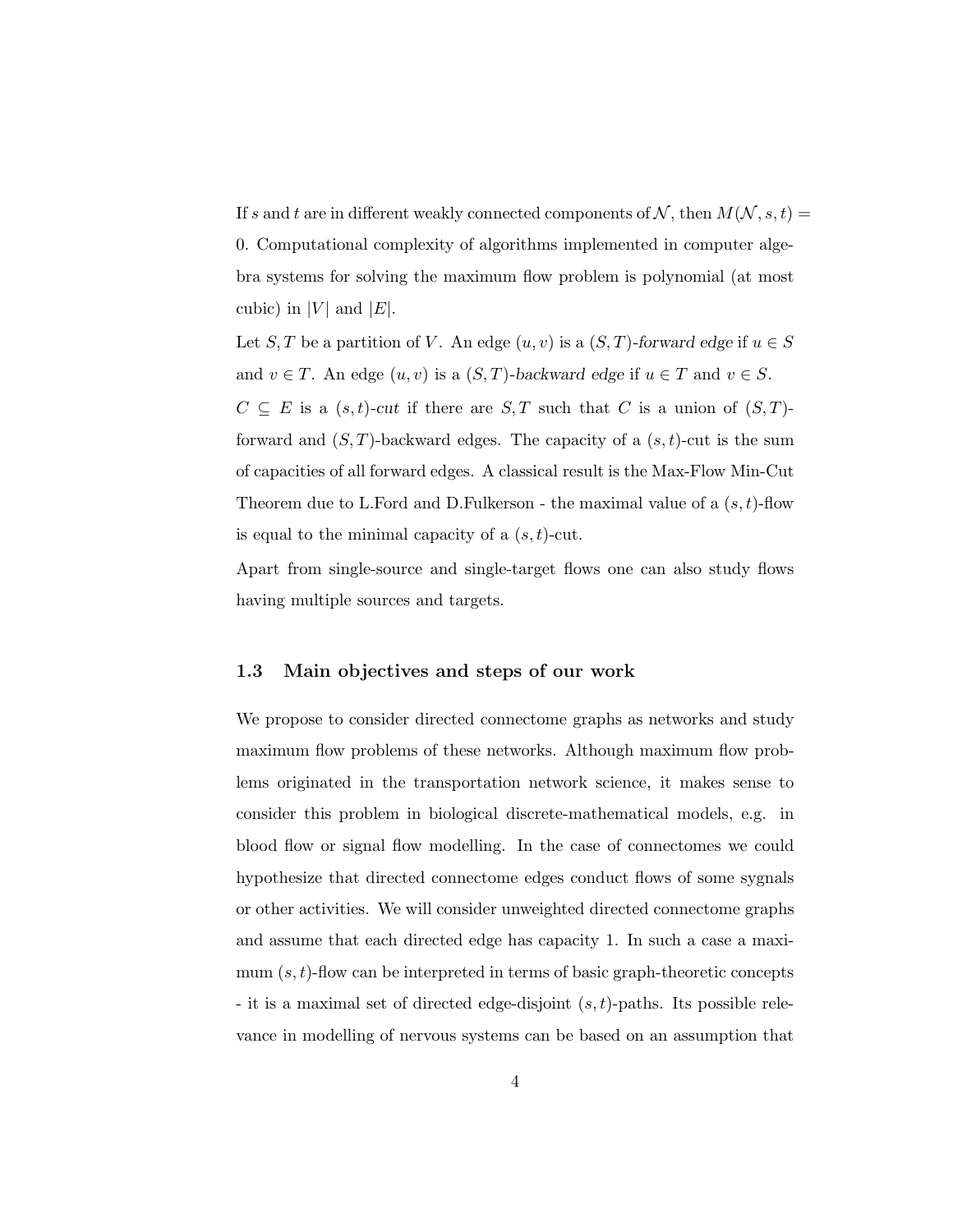If $s$ and $t$ are in different weakly connected components of $\mathcal{N}$, then $M(\mathcal{N}, s, t) = 0$. Computational complexity of algorithms implemented in computer algebra systems for solving the maximum flow problem is polynomial (at most cubic) in $|V|$ and $|E|$.

Let $S, T$ be a partition of $V$. An edge $(u, v)$ is a $(S, T)$-*forward edge* if $u \in S$ and $v \in T$. An edge $(u, v)$ is a $(S, T)$-*backward edge* if $u \in T$ and $v \in S$. $C \subseteq E$ is a $(s, t)$-*cut* if there are $S, T$ such that $C$ is a union of $(S, T)$-forward and $(S, T)$-backward edges. The capacity of a $(s, t)$-cut is the sum of capacities of all forward edges. A classical result is the Max-Flow Min-Cut Theorem due to L.Ford and D.Fulkerson - the maximal value of a $(s, t)$-flow is equal to the minimal capacity of a $(s, t)$-cut.

Apart from single-source and single-target flows one can also study flows having multiple sources and targets.

### 1.3 Main objectives and steps of our work

We propose to consider directed connectome graphs as networks and study maximum flow problems of these networks. Although maximum flow problems originated in the transportation network science, it makes sense to consider this problem in biological discrete-mathematical models, e.g. in blood flow or signal flow modelling. In the case of connectomes we could hypothesize that directed connectome edges conduct flows of some sygnals or other activities. We will consider unweighted directed connectome graphs and assume that each directed edge has capacity 1. In such a case a maximum $(s, t)$-flow can be interpreted in terms of basic graph-theoretic concepts - it is a maximal set of directed edge-disjoint $(s, t)$-paths. Its possible relevance in modelling of nervous systems can be based on an assumption that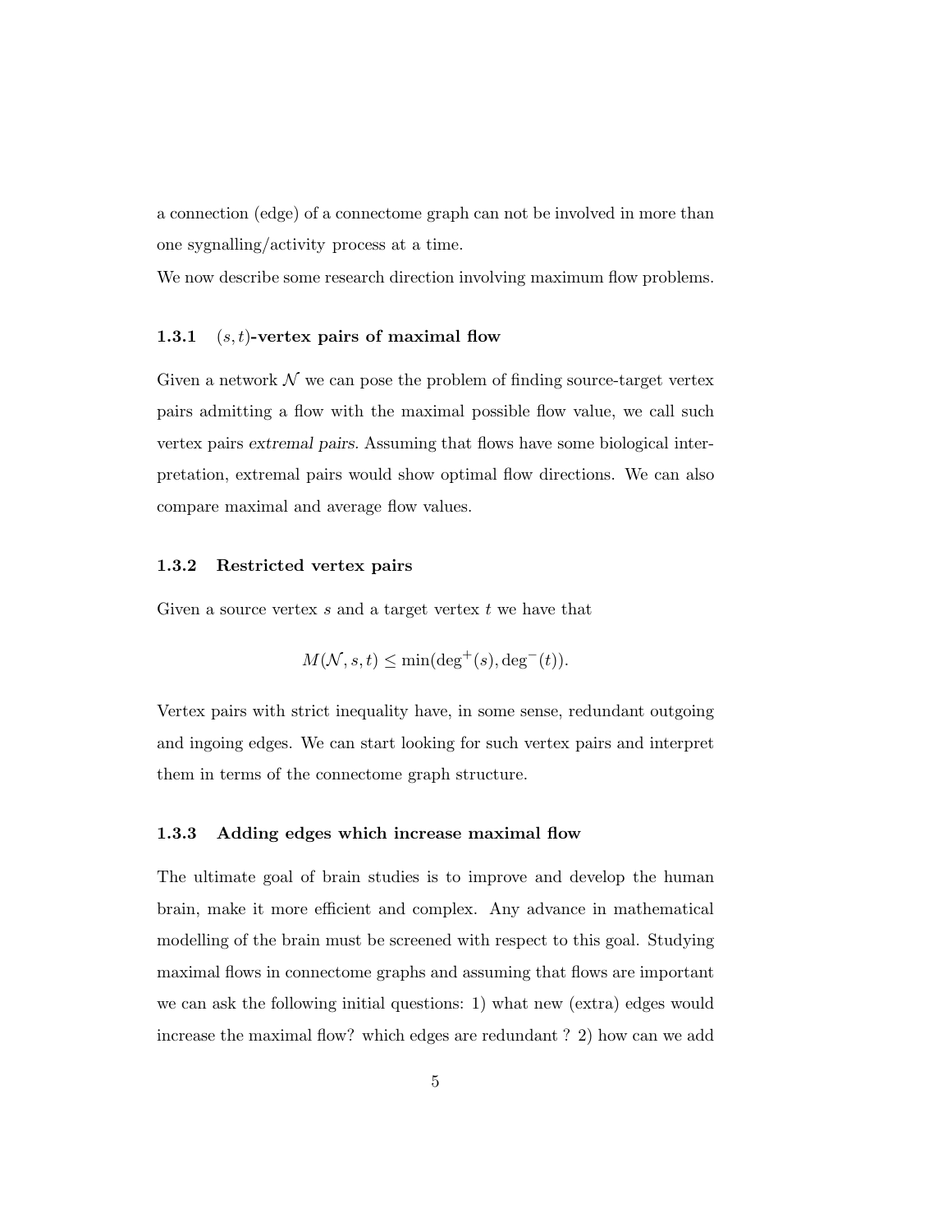a connection (edge) of a connectome graph can not be involved in more than one sygnalling/activity process at a time.

We now describe some research direction involving maximum flow problems.

### 1.3.1 $(s,t)$-vertex pairs of maximal flow

Given a network $\mathcal{N}$ we can pose the problem of finding source-target vertex pairs admitting a flow with the maximal possible flow value, we call such vertex pairs *extremal pairs*. Assuming that flows have some biological interpretation, extremal pairs would show optimal flow directions. We can also compare maximal and average flow values.

### 1.3.2 Restricted vertex pairs

Given a source vertex $s$ and a target vertex $t$ we have that

$$M(\mathcal{N}, s, t) \leq \min(\deg^+(s), \deg^-(t)).$$

Vertex pairs with strict inequality have, in some sense, redundant outgoing and ingoing edges. We can start looking for such vertex pairs and interpret them in terms of the connectome graph structure.

### 1.3.3 Adding edges which increase maximal flow

The ultimate goal of brain studies is to improve and develop the human brain, make it more efficient and complex. Any advance in mathematical modelling of the brain must be screened with respect to this goal. Studying maximal flows in connectome graphs and assuming that flows are important we can ask the following initial questions: 1) what new (extra) edges would increase the maximal flow? which edges are redundant ? 2) how can we add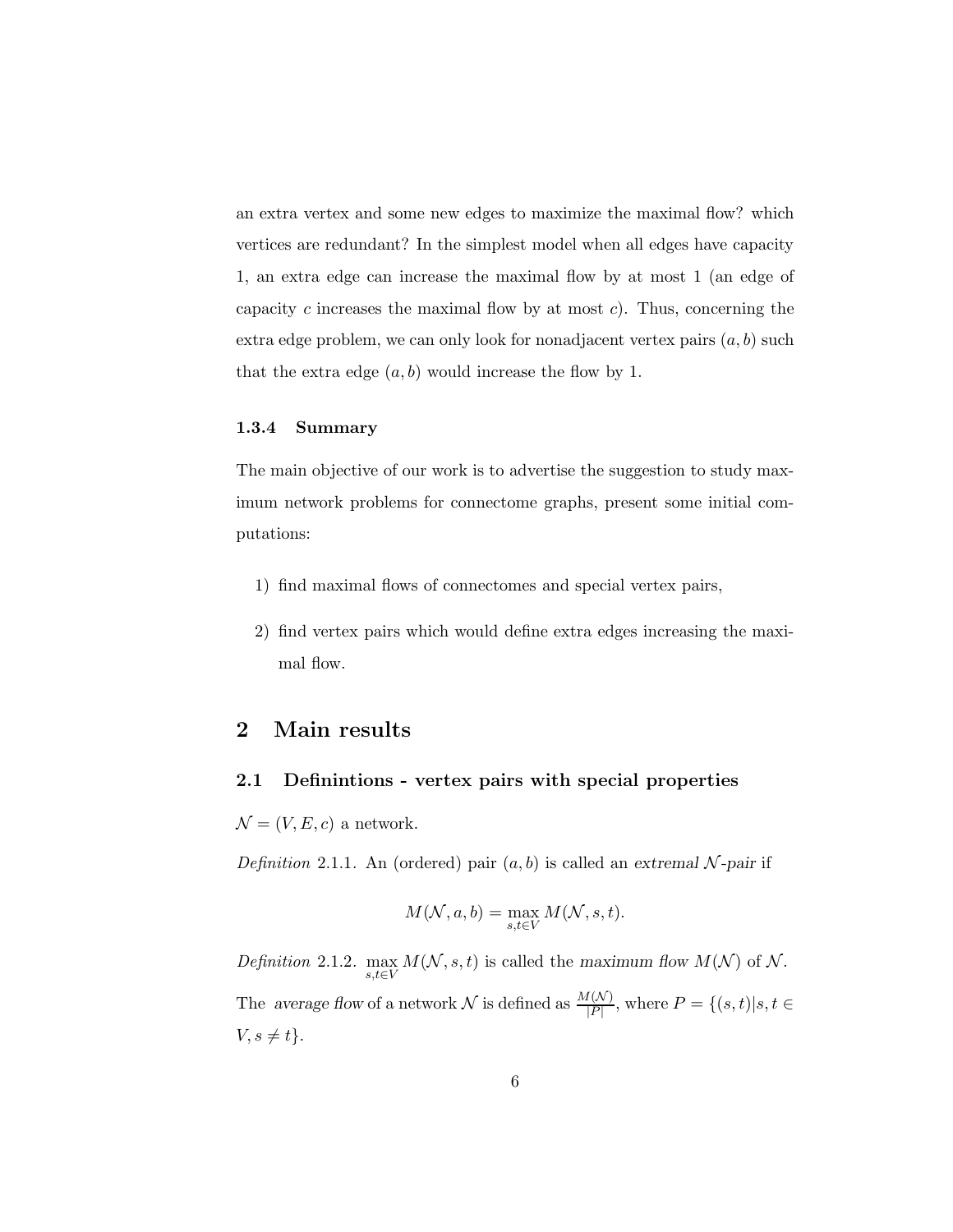an extra vertex and some new edges to maximize the maximal flow? which vertices are redundant? In the simplest model when all edges have capacity 1, an extra edge can increase the maximal flow by at most 1 (an edge of capacity $c$ increases the maximal flow by at most $c$). Thus, concerning the extra edge problem, we can only look for nonadjacent vertex pairs $(a, b)$ such that the extra edge $(a, b)$ would increase the flow by 1.

### 1.3.4 Summary

The main objective of our work is to advertise the suggestion to study maximum network problems for connectome graphs, present some initial computations:

1) find maximal flows of connectomes and special vertex pairs,

2) find vertex pairs which would define extra edges increasing the maximal flow.

# 2 Main results

## 2.1 Definintions - vertex pairs with special properties

$\mathcal{N} = (V, E, c)$ a network.

*Definition* 2.1.1. An (ordered) pair $(a, b)$ is called an *extremal $\mathcal{N}$-pair* if

$$M(\mathcal{N}, a, b) = \max_{s,t \in V} M(\mathcal{N}, s, t).$$

*Definition* 2.1.2. $\max\limits_{s,t \in V} M(\mathcal{N}, s, t)$ is called the *maximum flow* $M(\mathcal{N})$ of $\mathcal{N}$.

The *average flow* of a network $\mathcal{N}$ is defined as $\frac{M(\mathcal{N})}{|P|}$, where $P = \{(s, t) | s, t \in V, s \neq t\}$.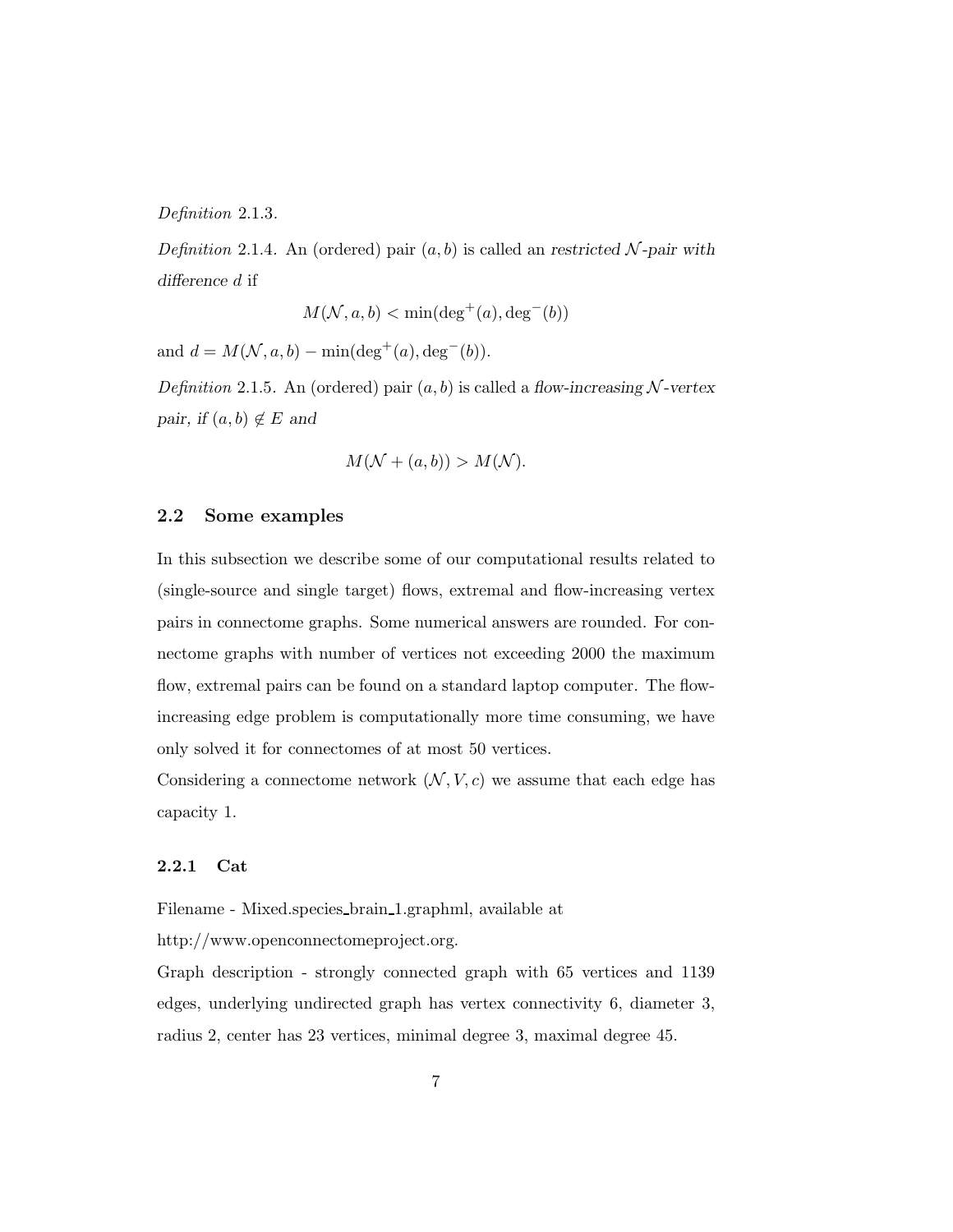*Definition* 2.1.3.

*Definition* 2.1.4. An (ordered) pair $(a, b)$ is called an *restricted* $\mathcal{N}$*-pair with difference* $d$ if

$$M(\mathcal{N}, a, b) < \min(\deg^+(a), \deg^-(b))$$

and $d = M(\mathcal{N}, a, b) - \min(\deg^+(a), \deg^-(b))$.

*Definition* 2.1.5. An (ordered) pair $(a, b)$ is called a *flow-increasing* $\mathcal{N}$*-vertex pair, if* $(a, b) \notin E$ *and*

$$M(\mathcal{N} + (a, b)) > M(\mathcal{N}).$$

## 2.2 Some examples

In this subsection we describe some of our computational results related to (single-source and single target) flows, extremal and flow-increasing vertex pairs in connectome graphs. Some numerical answers are rounded. For connectome graphs with number of vertices not exceeding 2000 the maximum flow, extremal pairs can be found on a standard laptop computer. The flow-increasing edge problem is computationally more time consuming, we have only solved it for connectomes of at most 50 vertices.

Considering a connectome network $(\mathcal{N}, V, c)$ we assume that each edge has capacity 1.

### 2.2.1 Cat

Filename - Mixed.species_brain_1.graphml, available at
http://www.openconnectomeproject.org.

Graph description - strongly connected graph with 65 vertices and 1139 edges, underlying undirected graph has vertex connectivity 6, diameter 3, radius 2, center has 23 vertices, minimal degree 3, maximal degree 45.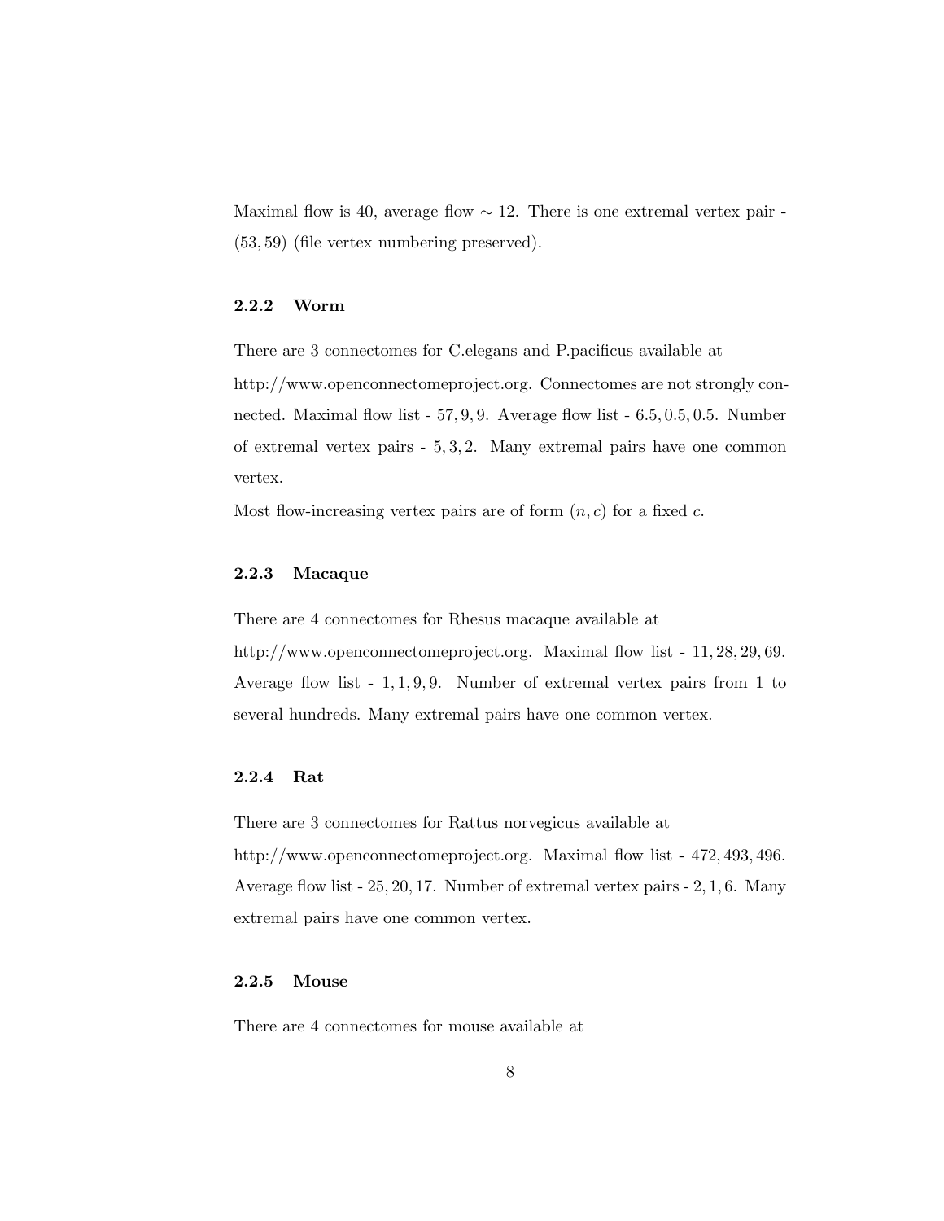Maximal flow is 40, average flow $\sim 12$. There is one extremal vertex pair - $(53, 59)$ (file vertex numbering preserved).

### 2.2.2 Worm

There are 3 connectomes for C.elegans and P.pacificus available at http://www.openconnectomeproject.org. Connectomes are not strongly connected. Maximal flow list - $57, 9, 9$. Average flow list - $6.5, 0.5, 0.5$. Number of extremal vertex pairs - $5, 3, 2$. Many extremal pairs have one common vertex.

Most flow-increasing vertex pairs are of form $(n, c)$ for a fixed $c$.

### 2.2.3 Macaque

There are 4 connectomes for Rhesus macaque available at http://www.openconnectomeproject.org. Maximal flow list - $11, 28, 29, 69$. Average flow list - $1, 1, 9, 9$. Number of extremal vertex pairs from 1 to several hundreds. Many extremal pairs have one common vertex.

### 2.2.4 Rat

There are 3 connectomes for Rattus norvegicus available at http://www.openconnectomeproject.org. Maximal flow list - $472, 493, 496$. Average flow list - $25, 20, 17$. Number of extremal vertex pairs - $2, 1, 6$. Many extremal pairs have one common vertex.

### 2.2.5 Mouse

There are 4 connectomes for mouse available at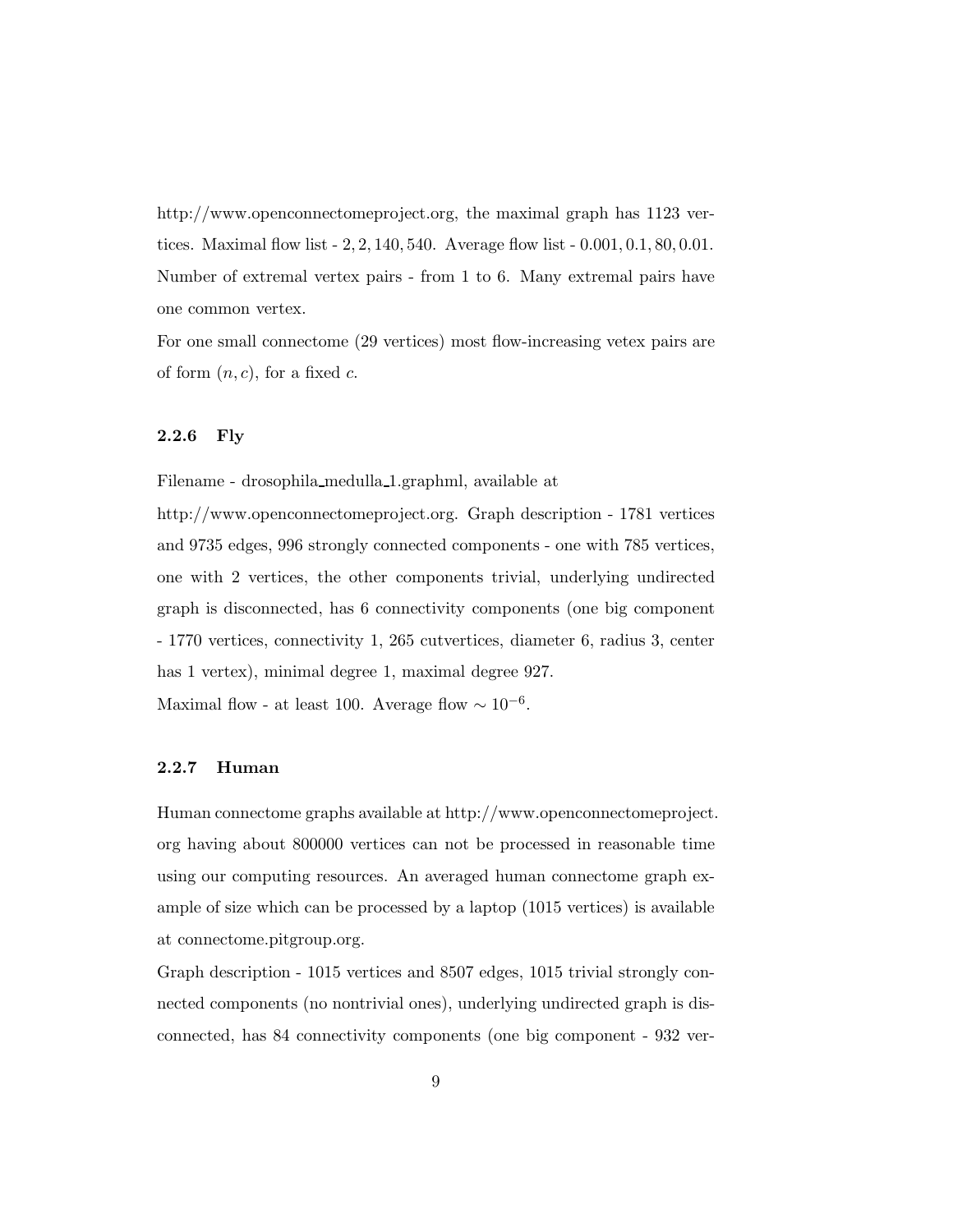http://www.openconnectomeproject.org, the maximal graph has 1123 vertices. Maximal flow list - $2, 2, 140, 540$. Average flow list - $0.001, 0.1, 80, 0.01$. Number of extremal vertex pairs - from 1 to 6. Many extremal pairs have one common vertex.

For one small connectome (29 vertices) most flow-increasing vetex pairs are of form $(n, c)$, for a fixed $c$.

### 2.2.6 Fly

Filename - drosophila_medulla_1.graphml, available at http://www.openconnectomeproject.org. Graph description - 1781 vertices and 9735 edges, 996 strongly connected components - one with 785 vertices, one with 2 vertices, the other components trivial, underlying undirected graph is disconnected, has 6 connectivity components (one big component - 1770 vertices, connectivity 1, 265 cutvertices, diameter 6, radius 3, center has 1 vertex), minimal degree 1, maximal degree 927.

Maximal flow - at least 100. Average flow $\sim 10^{-6}$.

### 2.2.7 Human

Human connectome graphs available at http://www.openconnectomeproject.org having about 800000 vertices can not be processed in reasonable time using our computing resources. An averaged human connectome graph example of size which can be processed by a laptop (1015 vertices) is available at connectome.pitgroup.org.

Graph description - 1015 vertices and 8507 edges, 1015 trivial strongly connected components (no nontrivial ones), underlying undirected graph is disconnected, has 84 connectivity components (one big component - 932 ver-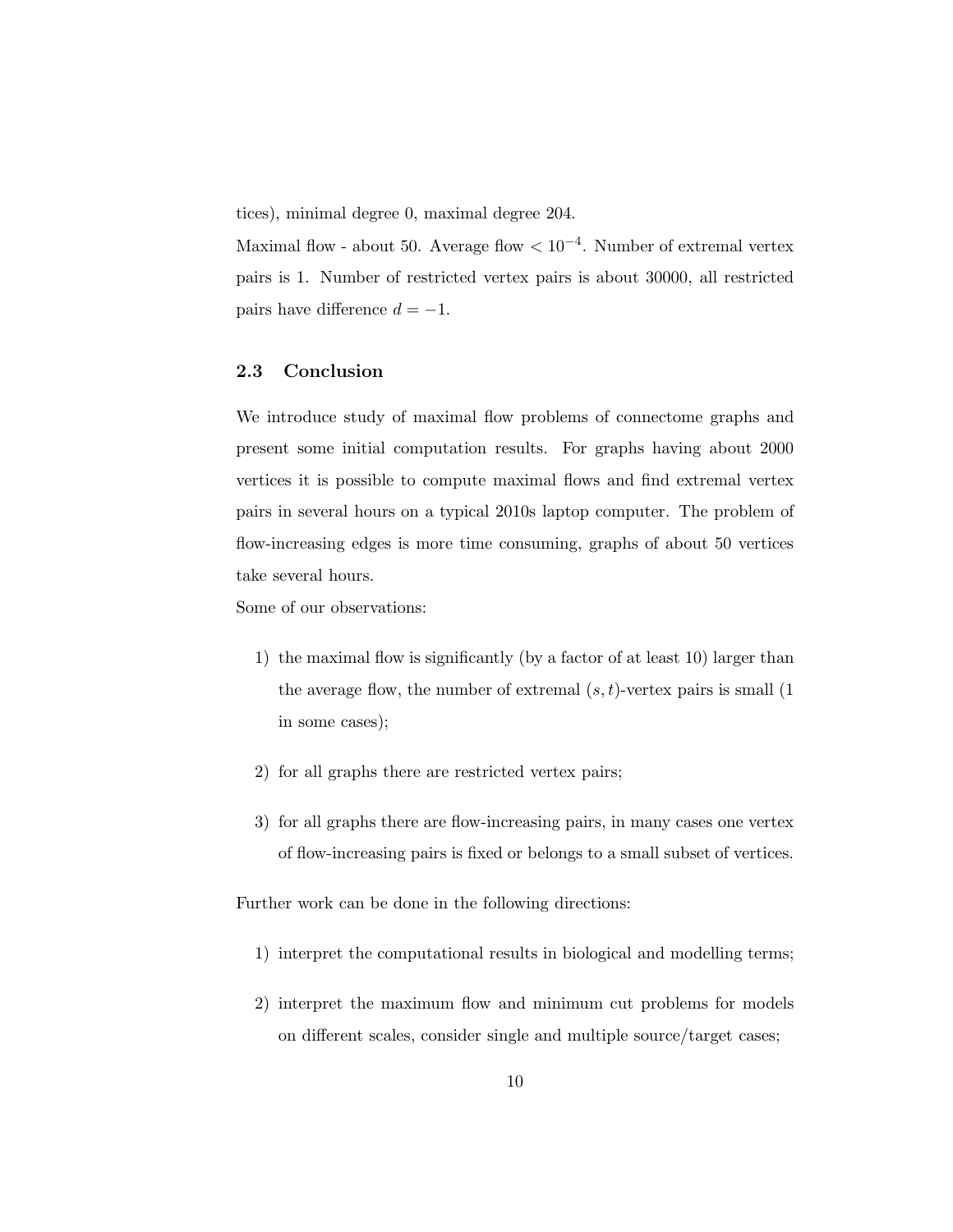tices), minimal degree 0, maximal degree 204.

Maximal flow - about 50. Average flow $< 10^{-4}$. Number of extremal vertex pairs is 1. Number of restricted vertex pairs is about 30000, all restricted pairs have difference $d = -1$.

### 2.3 Conclusion

We introduce study of maximal flow problems of connectome graphs and present some initial computation results. For graphs having about 2000 vertices it is possible to compute maximal flows and find extremal vertex pairs in several hours on a typical 2010s laptop computer. The problem of flow-increasing edges is more time consuming, graphs of about 50 vertices take several hours.

Some of our observations:

1) the maximal flow is significantly (by a factor of at least 10) larger than the average flow, the number of extremal $(s, t)$-vertex pairs is small (1 in some cases);

2) for all graphs there are restricted vertex pairs;

3) for all graphs there are flow-increasing pairs, in many cases one vertex of flow-increasing pairs is fixed or belongs to a small subset of vertices.

Further work can be done in the following directions:

1) interpret the computational results in biological and modelling terms;

2) interpret the maximum flow and minimum cut problems for models on different scales, consider single and multiple source/target cases;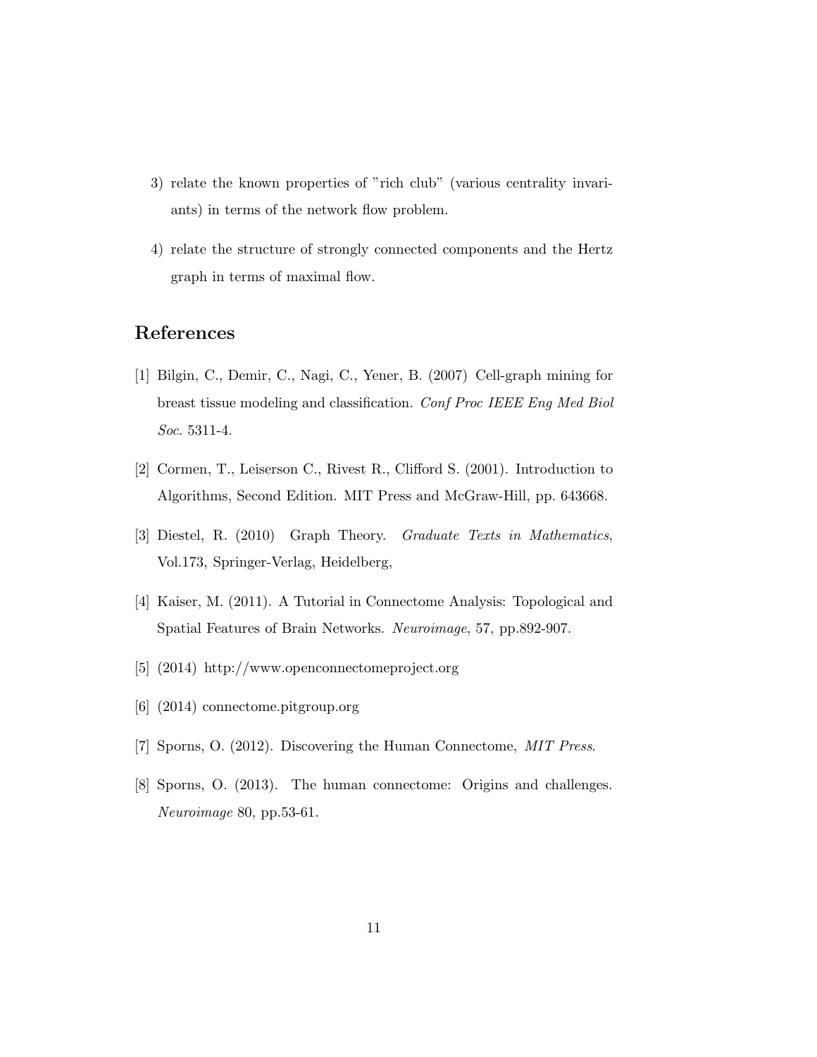3) relate the known properties of "rich club" (various centrality invariants) in terms of the network flow problem.

4) relate the structure of strongly connected components and the Hertz graph in terms of maximal flow.

## References

[1] Bilgin, C., Demir, C., Nagi, C., Yener, B. (2007) Cell-graph mining for breast tissue modeling and classification. *Conf Proc IEEE Eng Med Biol Soc*. 5311-4.

[2] Cormen, T., Leiserson C., Rivest R., Clifford S. (2001). Introduction to Algorithms, Second Edition. MIT Press and McGraw-Hill, pp. 643668.

[3] Diestel, R. (2010) Graph Theory. *Graduate Texts in Mathematics*, Vol.173, Springer-Verlag, Heidelberg,

[4] Kaiser, M. (2011). A Tutorial in Connectome Analysis: Topological and Spatial Features of Brain Networks. *Neuroimage*, 57, pp.892-907.

[5] (2014) http://www.openconnectomeproject.org

[6] (2014) connectome.pitgroup.org

[7] Sporns, O. (2012). Discovering the Human Connectome, *MIT Press*.

[8] Sporns, O. (2013). The human connectome: Origins and challenges. *Neuroimage* 80, pp.53-61.